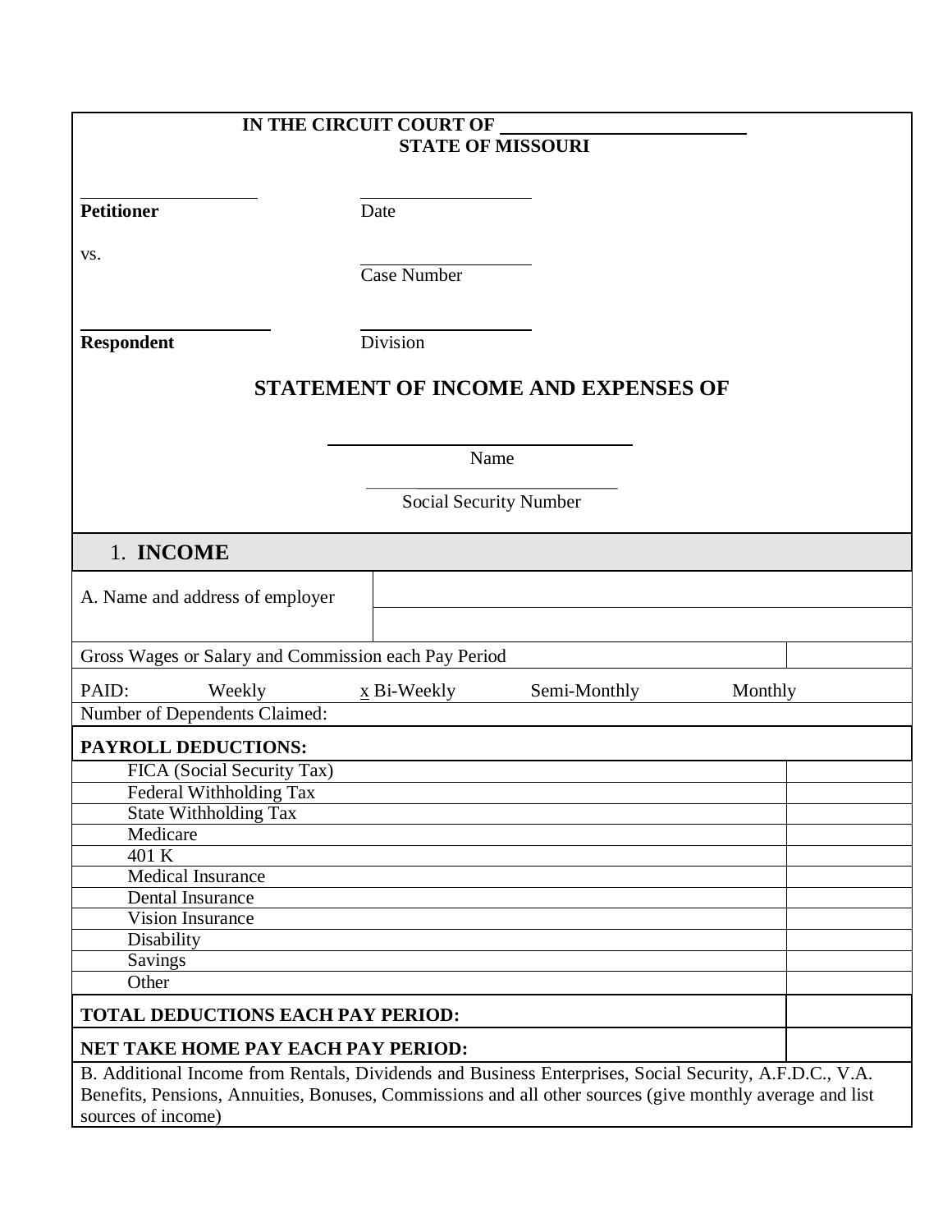**IN THE CIRCUIT COURT OF \_\_\_\_\_\_\_\_\_\_\_\_\_\_\_\_\_\_\_\_\_\_\_\_\_**
**STATE OF MISSOURI**

| | |
|---|---|
| \_\_\_\_\_\_\_\_\_\_\_\_\_\_\_\_\_\_ | \_\_\_\_\_\_\_\_\_\_\_\_\_\_\_\_\_\_ |
| **Petitioner** | Date |
| vs. | \_\_\_\_\_\_\_\_\_\_\_\_\_\_\_\_\_\_ |
| | Case Number |
| \_\_\_\_\_\_\_\_\_\_\_\_\_\_\_\_\_\_ | \_\_\_\_\_\_\_\_\_\_\_\_\_\_\_\_\_\_ |
| **Respondent** | Division |

## STATEMENT OF INCOME AND EXPENSES OF

\_\_\_\_\_\_\_\_\_\_\_\_\_\_\_\_\_\_\_\_\_\_\_\_\_\_\_\_\_\_
Name

\_\_\_\_\_\_\_\_\_\_\_\_\_\_\_\_\_\_\_\_\_\_\_\_\_\_\_\_\_\_
Social Security Number

## 1. INCOME

| A. Name and address of employer | |
|---|---|
| | |

| | |
|---|---|
| Gross Wages or Salary and Commission each Pay Period | |
| PAID: Weekly x Bi-Weekly Semi-Monthly Monthly | |
| Number of Dependents Claimed: | |
| **PAYROLL DEDUCTIONS:** | |
| FICA (Social Security Tax) | |
| Federal Withholding Tax | |
| State Withholding Tax | |
| Medicare | |
| 401 K | |
| Medical Insurance | |
| Dental Insurance | |
| Vision Insurance | |
| Disability | |
| Savings | |
| Other | |
| **TOTAL DEDUCTIONS EACH PAY PERIOD:** | |
| **NET TAKE HOME PAY EACH PAY PERIOD:** | |

B. Additional Income from Rentals, Dividends and Business Enterprises, Social Security, A.F.D.C., V.A. Benefits, Pensions, Annuities, Bonuses, Commissions and all other sources (give monthly average and list sources of income)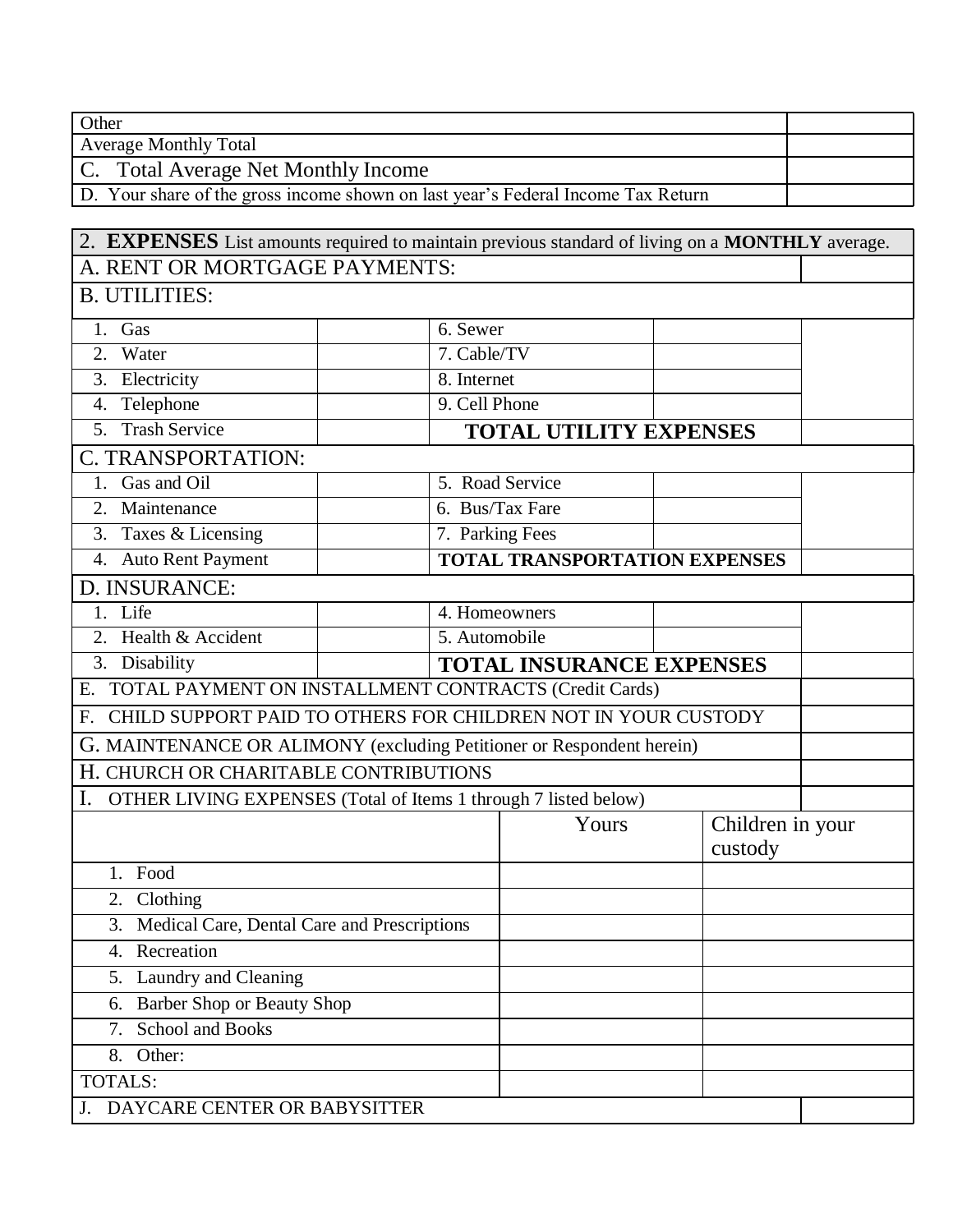| Other | |
|---|---|
| Average Monthly Total | |
| C. Total Average Net Monthly Income | |
| D. Your share of the gross income shown on last year's Federal Income Tax Return | |

| 2. **EXPENSES** List amounts required to maintain previous standard of living on a **MONTHLY** average. | | | | |
|---|---|---|---|---|
| A. RENT OR MORTGAGE PAYMENTS: | | | | |
| B. UTILITIES: | | | | |
| 1. Gas | | 6. Sewer | | |
| 2. Water | | 7. Cable/TV | | |
| 3. Electricity | | 8. Internet | | |
| 4. Telephone | | 9. Cell Phone | | |
| 5. Trash Service | | **TOTAL UTILITY EXPENSES** | | |
| C. TRANSPORTATION: | | | | |
| 1. Gas and Oil | | 5. Road Service | | |
| 2. Maintenance | | 6. Bus/Tax Fare | | |
| 3. Taxes & Licensing | | 7. Parking Fees | | |
| 4. Auto Rent Payment | | **TOTAL TRANSPORTATION EXPENSES** | | |
| D. INSURANCE: | | | | |
| 1. Life | | 4. Homeowners | | |
| 2. Health & Accident | | 5. Automobile | | |
| 3. Disability | | **TOTAL INSURANCE EXPENSES** | | |
| E. TOTAL PAYMENT ON INSTALLMENT CONTRACTS (Credit Cards) | | | | |
| F. CHILD SUPPORT PAID TO OTHERS FOR CHILDREN NOT IN YOUR CUSTODY | | | | |
| G. MAINTENANCE OR ALIMONY (excluding Petitioner or Respondent herein) | | | | |
| H. CHURCH OR CHARITABLE CONTRIBUTIONS | | | | |
| I. OTHER LIVING EXPENSES (Total of Items 1 through 7 listed below) | | | | |

| | Yours | Children in your custody |
|---|---|---|
| 1. Food | | |
| 2. Clothing | | |
| 3. Medical Care, Dental Care and Prescriptions | | |
| 4. Recreation | | |
| 5. Laundry and Cleaning | | |
| 6. Barber Shop or Beauty Shop | | |
| 7. School and Books | | |
| 8. Other: | | |
| TOTALS: | | |

| J. DAYCARE CENTER OR BABYSITTER | |
|---|---|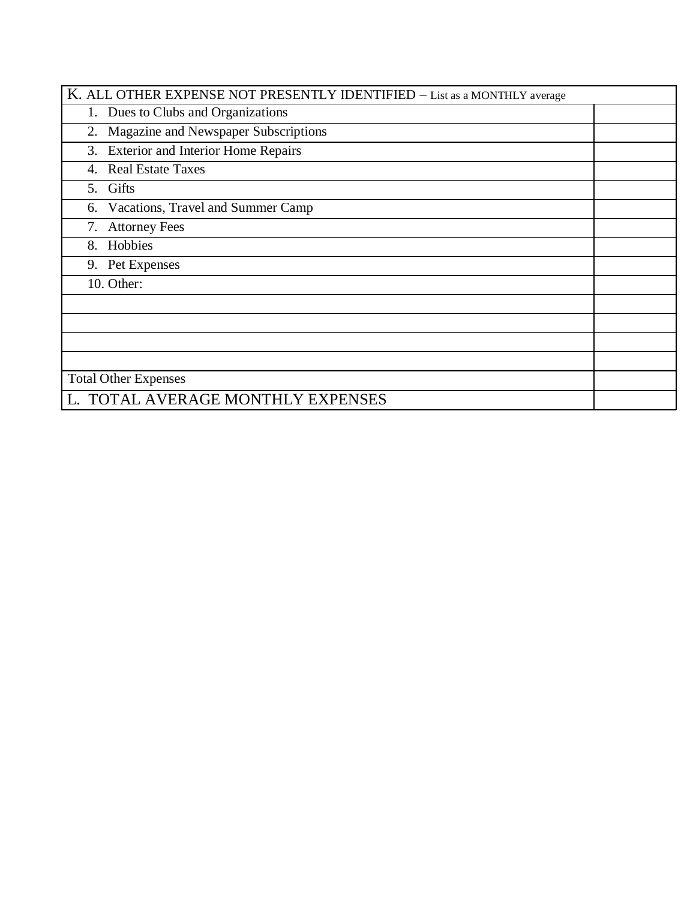| K. ALL OTHER EXPENSE NOT PRESENTLY IDENTIFIED – List as a MONTHLY average | |
|---|---|
| 1. Dues to Clubs and Organizations | |
| 2. Magazine and Newspaper Subscriptions | |
| 3. Exterior and Interior Home Repairs | |
| 4. Real Estate Taxes | |
| 5. Gifts | |
| 6. Vacations, Travel and Summer Camp | |
| 7. Attorney Fees | |
| 8. Hobbies | |
| 9. Pet Expenses | |
| 10. Other: | |
| | |
| | |
| | |
| | |
| Total Other Expenses | |
| L. TOTAL AVERAGE MONTHLY EXPENSES | |